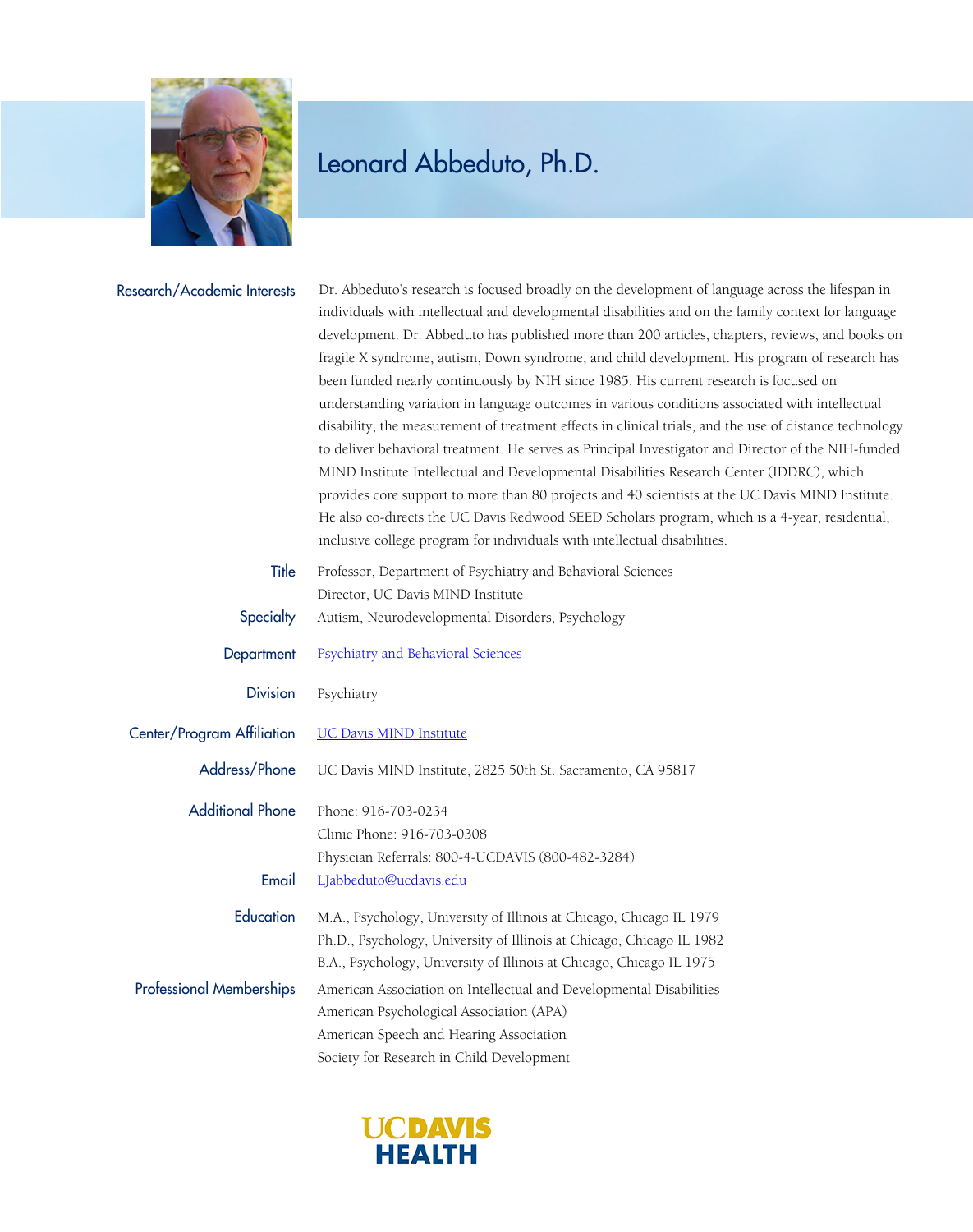# Leonard Abbeduto, Ph.D.

**Research/Academic Interests**

Dr. Abbeduto's research is focused broadly on the development of language across the lifespan in individuals with intellectual and developmental disabilities and on the family context for language development. Dr. Abbeduto has published more than 200 articles, chapters, reviews, and books on fragile X syndrome, autism, Down syndrome, and child development. His program of research has been funded nearly continuously by NIH since 1985. His current research is focused on understanding variation in language outcomes in various conditions associated with intellectual disability, the measurement of treatment effects in clinical trials, and the use of distance technology to deliver behavioral treatment. He serves as Principal Investigator and Director of the NIH-funded MIND Institute Intellectual and Developmental Disabilities Research Center (IDDRC), which provides core support to more than 80 projects and 40 scientists at the UC Davis MIND Institute. He also co-directs the UC Davis Redwood SEED Scholars program, which is a 4-year, residential, inclusive college program for individuals with intellectual disabilities.

**Title**

Professor, Department of Psychiatry and Behavioral Sciences
Director, UC Davis MIND Institute

**Specialty**

Autism, Neurodevelopmental Disorders, Psychology

**Department**

Psychiatry and Behavioral Sciences

**Division**

Psychiatry

**Center/Program Affiliation**

UC Davis MIND Institute

**Address/Phone**

UC Davis MIND Institute, 2825 50th St. Sacramento, CA 95817

**Additional Phone**

Phone: 916-703-0234
Clinic Phone: 916-703-0308
Physician Referrals: 800-4-UCDAVIS (800-482-3284)

**Email**

LJabbeduto@ucdavis.edu

**Education**

M.A., Psychology, University of Illinois at Chicago, Chicago IL 1979
Ph.D., Psychology, University of Illinois at Chicago, Chicago IL 1982
B.A., Psychology, University of Illinois at Chicago, Chicago IL 1975

**Professional Memberships**

American Association on Intellectual and Developmental Disabilities
American Psychological Association (APA)
American Speech and Hearing Association
Society for Research in Child Development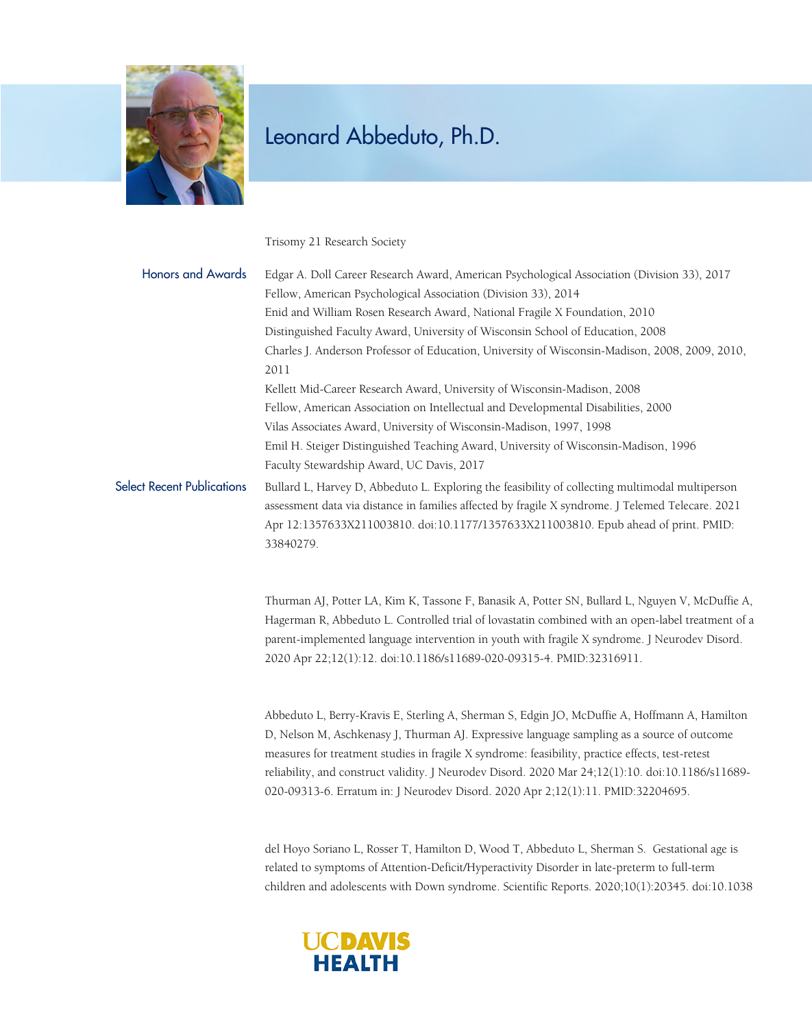# Leonard Abbeduto, Ph.D.

Trisomy 21 Research Society

## Honors and Awards

Edgar A. Doll Career Research Award, American Psychological Association (Division 33), 2017
Fellow, American Psychological Association (Division 33), 2014
Enid and William Rosen Research Award, National Fragile X Foundation, 2010
Distinguished Faculty Award, University of Wisconsin School of Education, 2008
Charles J. Anderson Professor of Education, University of Wisconsin-Madison, 2008, 2009, 2010, 2011
Kellett Mid-Career Research Award, University of Wisconsin-Madison, 2008
Fellow, American Association on Intellectual and Developmental Disabilities, 2000
Vilas Associates Award, University of Wisconsin-Madison, 1997, 1998
Emil H. Steiger Distinguished Teaching Award, University of Wisconsin-Madison, 1996
Faculty Stewardship Award, UC Davis, 2017

## Select Recent Publications

Bullard L, Harvey D, Abbeduto L. Exploring the feasibility of collecting multimodal multiperson assessment data via distance in families affected by fragile X syndrome. J Telemed Telecare. 2021 Apr 12:1357633X211003810. doi:10.1177/1357633X211003810. Epub ahead of print. PMID: 33840279.

Thurman AJ, Potter LA, Kim K, Tassone F, Banasik A, Potter SN, Bullard L, Nguyen V, McDuffie A, Hagerman R, Abbeduto L. Controlled trial of lovastatin combined with an open-label treatment of a parent-implemented language intervention in youth with fragile X syndrome. J Neurodev Disord. 2020 Apr 22;12(1):12. doi:10.1186/s11689-020-09315-4. PMID:32316911.

Abbeduto L, Berry-Kravis E, Sterling A, Sherman S, Edgin JO, McDuffie A, Hoffmann A, Hamilton D, Nelson M, Aschkenasy J, Thurman AJ. Expressive language sampling as a source of outcome measures for treatment studies in fragile X syndrome: feasibility, practice effects, test-retest reliability, and construct validity. J Neurodev Disord. 2020 Mar 24;12(1):10. doi:10.1186/s11689-020-09313-6. Erratum in: J Neurodev Disord. 2020 Apr 2;12(1):11. PMID:32204695.

del Hoyo Soriano L, Rosser T, Hamilton D, Wood T, Abbeduto L, Sherman S. Gestational age is related to symptoms of Attention-Deficit/Hyperactivity Disorder in late-preterm to full-term children and adolescents with Down syndrome. Scientific Reports. 2020;10(1):20345. doi:10.1038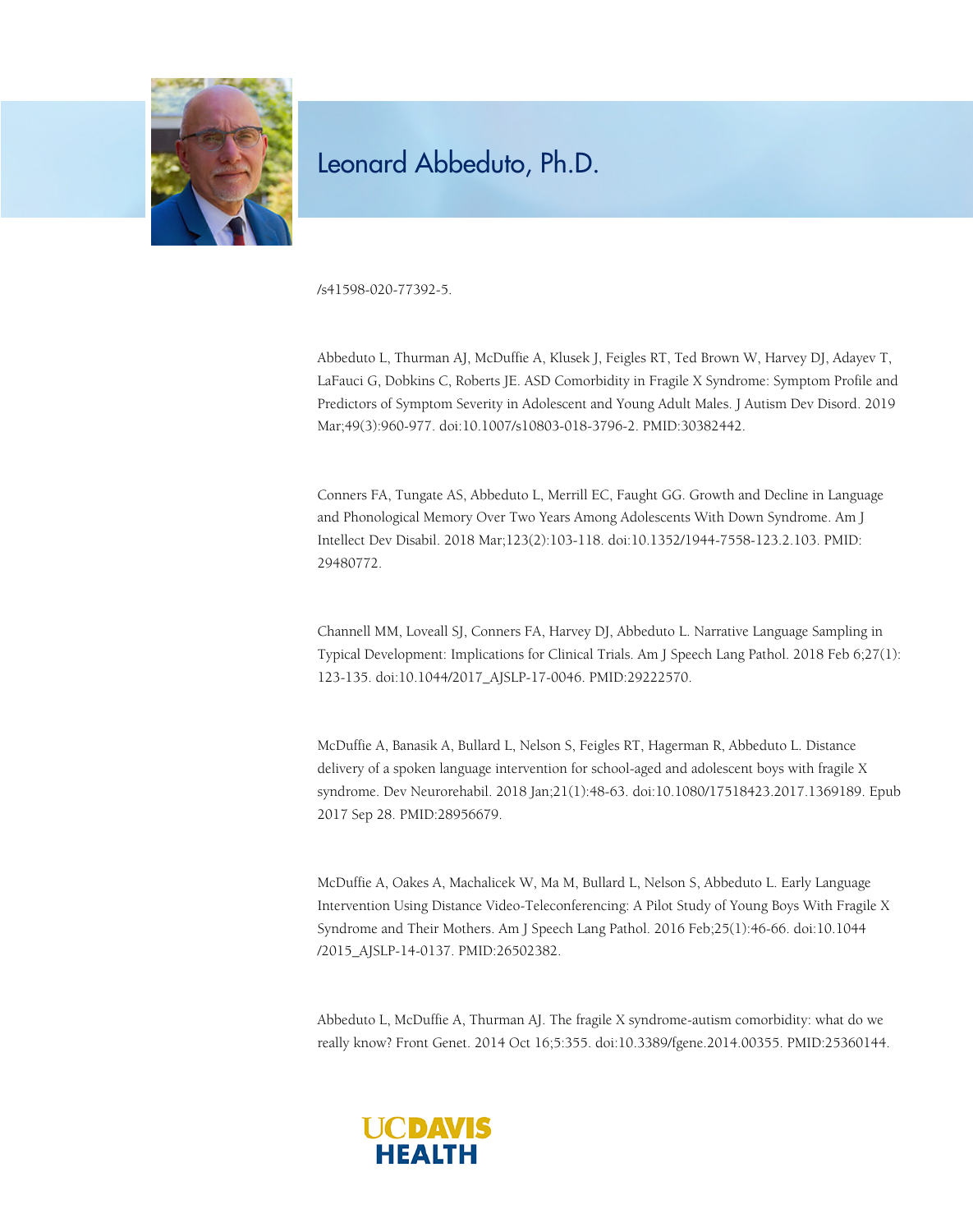/s41598-020-77392-5.

Abbeduto L, Thurman AJ, McDuffie A, Klusek J, Feigles RT, Ted Brown W, Harvey DJ, Adayev T, LaFauci G, Dobkins C, Roberts JE. ASD Comorbidity in Fragile X Syndrome: Symptom Profile and Predictors of Symptom Severity in Adolescent and Young Adult Males. J Autism Dev Disord. 2019 Mar;49(3):960-977. doi:10.1007/s10803-018-3796-2. PMID:30382442.

Conners FA, Tungate AS, Abbeduto L, Merrill EC, Faught GG. Growth and Decline in Language and Phonological Memory Over Two Years Among Adolescents With Down Syndrome. Am J Intellect Dev Disabil. 2018 Mar;123(2):103-118. doi:10.1352/1944-7558-123.2.103. PMID: 29480772.

Channell MM, Loveall SJ, Conners FA, Harvey DJ, Abbeduto L. Narrative Language Sampling in Typical Development: Implications for Clinical Trials. Am J Speech Lang Pathol. 2018 Feb 6;27(1): 123-135. doi:10.1044/2017_AJSLP-17-0046. PMID:29222570.

McDuffie A, Banasik A, Bullard L, Nelson S, Feigles RT, Hagerman R, Abbeduto L. Distance delivery of a spoken language intervention for school-aged and adolescent boys with fragile X syndrome. Dev Neurorehabil. 2018 Jan;21(1):48-63. doi:10.1080/17518423.2017.1369189. Epub 2017 Sep 28. PMID:28956679.

McDuffie A, Oakes A, Machalicek W, Ma M, Bullard L, Nelson S, Abbeduto L. Early Language Intervention Using Distance Video-Teleconferencing: A Pilot Study of Young Boys With Fragile X Syndrome and Their Mothers. Am J Speech Lang Pathol. 2016 Feb;25(1):46-66. doi:10.1044 /2015_AJSLP-14-0137. PMID:26502382.

Abbeduto L, McDuffie A, Thurman AJ. The fragile X syndrome-autism comorbidity: what do we really know? Front Genet. 2014 Oct 16;5:355. doi:10.3389/fgene.2014.00355. PMID:25360144.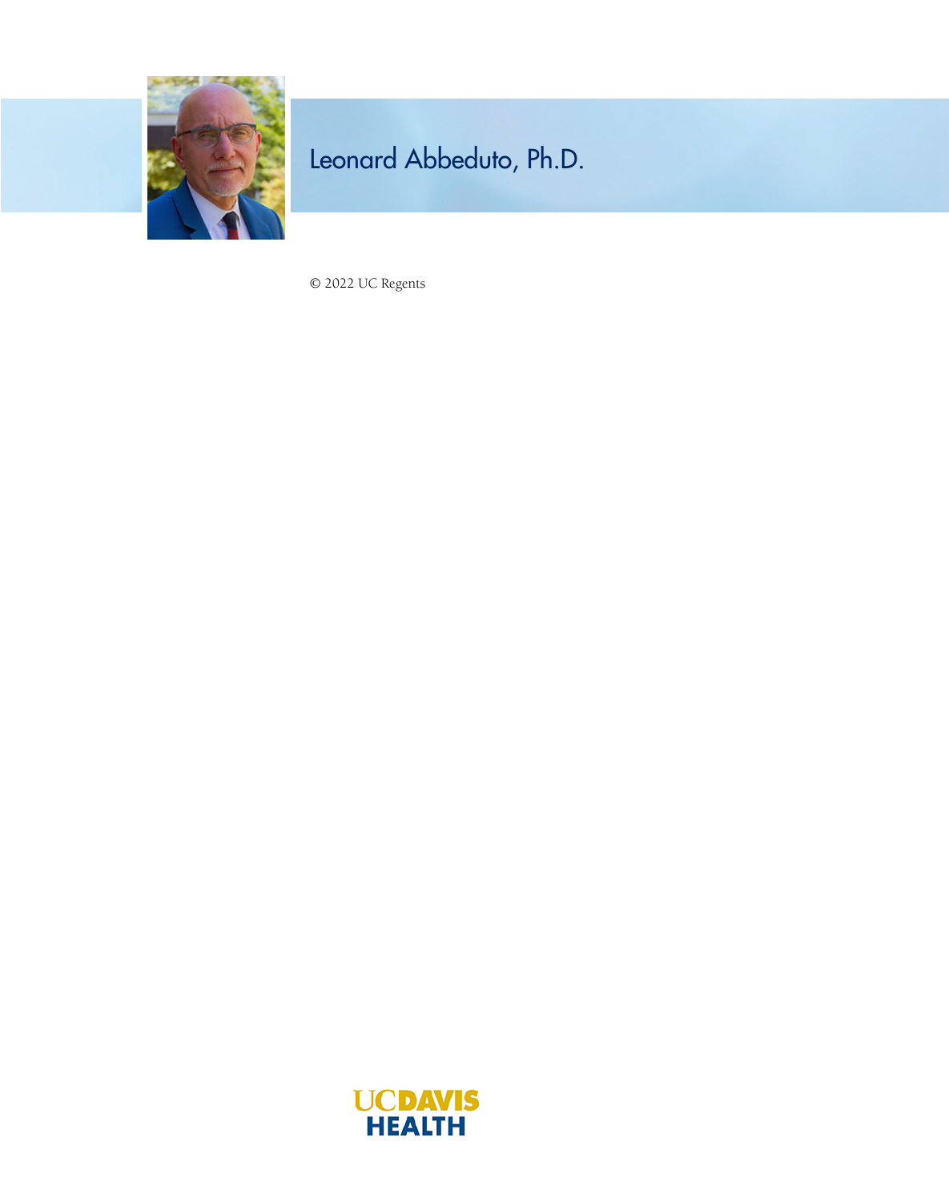# Leonard Abbeduto, Ph.D.

© 2022 UC Regents

UC DAVIS HEALTH